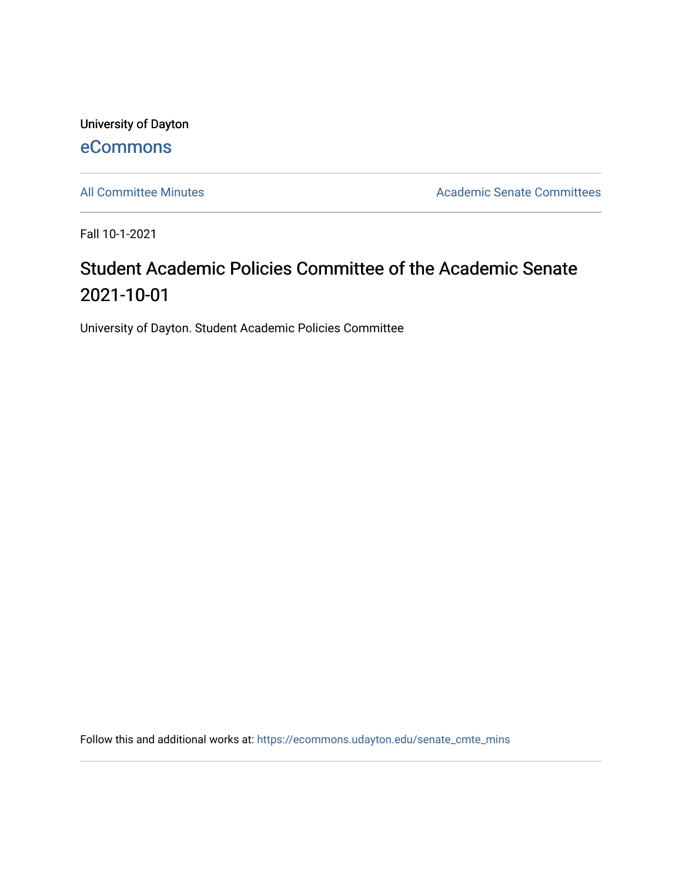University of Dayton

eCommons

All Committee Minutes

Academic Senate Committees

Fall 10-1-2021

# Student Academic Policies Committee of the Academic Senate 2021-10-01

University of Dayton. Student Academic Policies Committee

Follow this and additional works at: https://ecommons.udayton.edu/senate_cmte_mins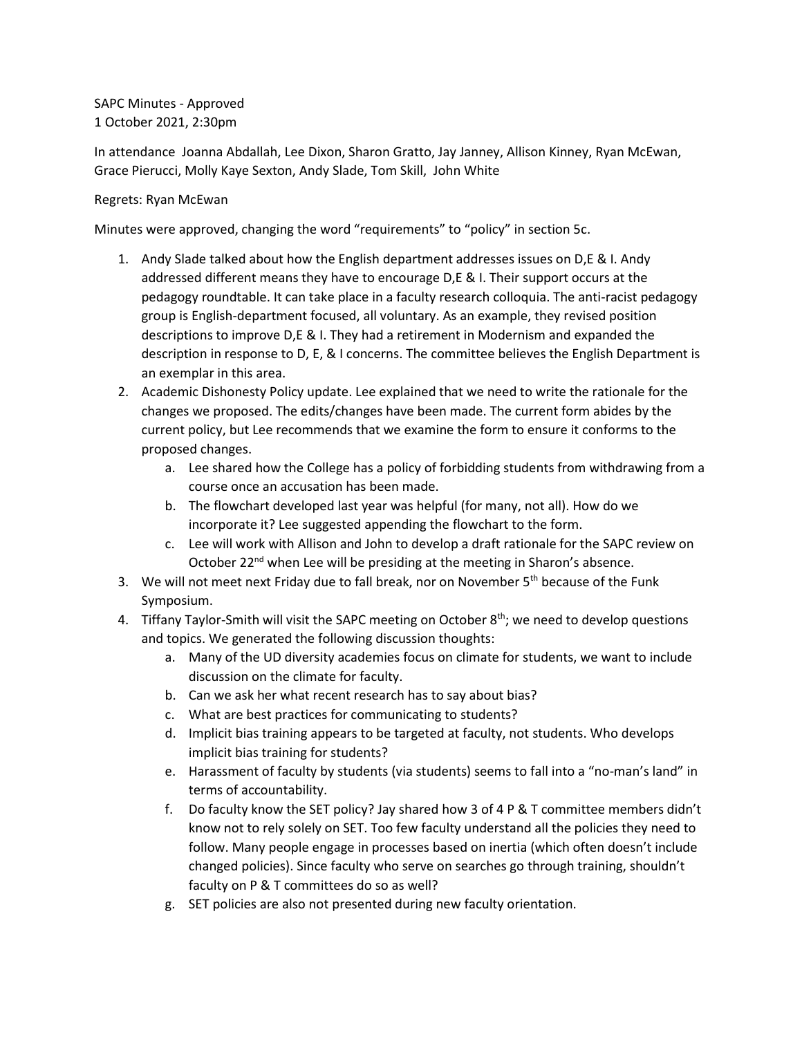SAPC Minutes - Approved
1 October 2021, 2:30pm

In attendance Joanna Abdallah, Lee Dixon, Sharon Gratto, Jay Janney, Allison Kinney, Ryan McEwan, Grace Pierucci, Molly Kaye Sexton, Andy Slade, Tom Skill, John White

Regrets: Ryan McEwan

Minutes were approved, changing the word "requirements" to "policy" in section 5c.

1. Andy Slade talked about how the English department addresses issues on D,E & I. Andy addressed different means they have to encourage D,E & I. Their support occurs at the pedagogy roundtable. It can take place in a faculty research colloquia. The anti-racist pedagogy group is English-department focused, all voluntary. As an example, they revised position descriptions to improve D,E & I. They had a retirement in Modernism and expanded the description in response to D, E, & I concerns. The committee believes the English Department is an exemplar in this area.
2. Academic Dishonesty Policy update. Lee explained that we need to write the rationale for the changes we proposed. The edits/changes have been made. The current form abides by the current policy, but Lee recommends that we examine the form to ensure it conforms to the proposed changes.
   a. Lee shared how the College has a policy of forbidding students from withdrawing from a course once an accusation has been made.
   b. The flowchart developed last year was helpful (for many, not all). How do we incorporate it? Lee suggested appending the flowchart to the form.
   c. Lee will work with Allison and John to develop a draft rationale for the SAPC review on October 22nd when Lee will be presiding at the meeting in Sharon's absence.
3. We will not meet next Friday due to fall break, nor on November 5th because of the Funk Symposium.
4. Tiffany Taylor-Smith will visit the SAPC meeting on October 8th; we need to develop questions and topics. We generated the following discussion thoughts:
   a. Many of the UD diversity academies focus on climate for students, we want to include discussion on the climate for faculty.
   b. Can we ask her what recent research has to say about bias?
   c. What are best practices for communicating to students?
   d. Implicit bias training appears to be targeted at faculty, not students. Who develops implicit bias training for students?
   e. Harassment of faculty by students (via students) seems to fall into a "no-man's land" in terms of accountability.
   f. Do faculty know the SET policy? Jay shared how 3 of 4 P & T committee members didn't know not to rely solely on SET. Too few faculty understand all the policies they need to follow. Many people engage in processes based on inertia (which often doesn't include changed policies). Since faculty who serve on searches go through training, shouldn't faculty on P & T committees do so as well?
   g. SET policies are also not presented during new faculty orientation.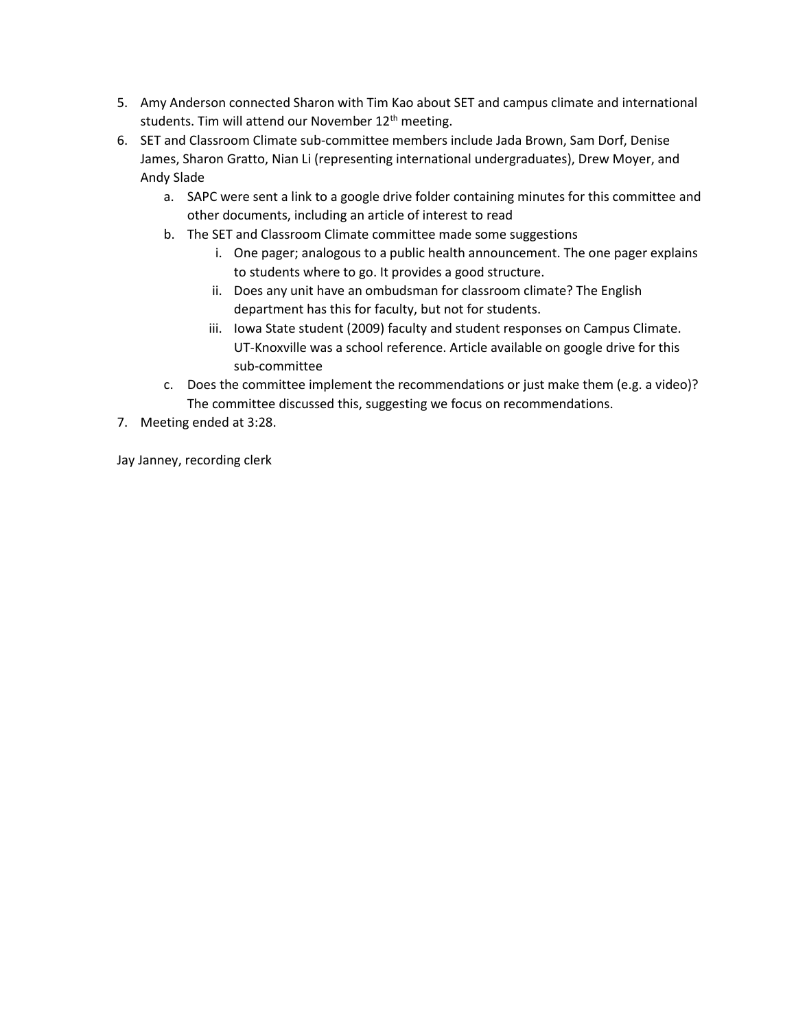5. Amy Anderson connected Sharon with Tim Kao about SET and campus climate and international students. Tim will attend our November 12th meeting.
6. SET and Classroom Climate sub-committee members include Jada Brown, Sam Dorf, Denise James, Sharon Gratto, Nian Li (representing international undergraduates), Drew Moyer, and Andy Slade
   a. SAPC were sent a link to a google drive folder containing minutes for this committee and other documents, including an article of interest to read
   b. The SET and Classroom Climate committee made some suggestions
      i. One pager; analogous to a public health announcement. The one pager explains to students where to go. It provides a good structure.
      ii. Does any unit have an ombudsman for classroom climate? The English department has this for faculty, but not for students.
      iii. Iowa State student (2009) faculty and student responses on Campus Climate. UT-Knoxville was a school reference. Article available on google drive for this sub-committee
   c. Does the committee implement the recommendations or just make them (e.g. a video)? The committee discussed this, suggesting we focus on recommendations.
7. Meeting ended at 3:28.

Jay Janney, recording clerk